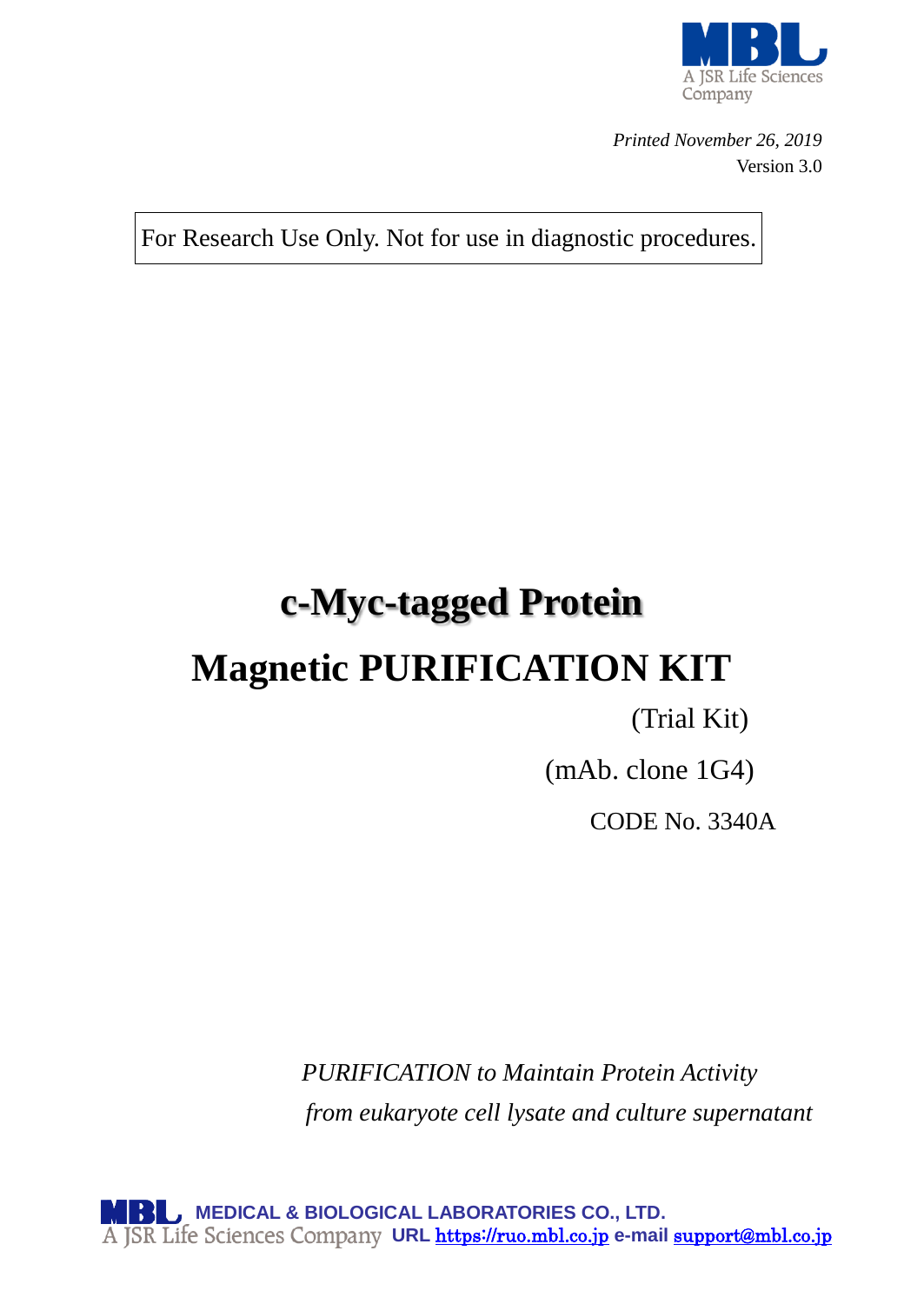MBL
A JSR Life Sciences Company

*Printed November 26, 2019*
Version 3.0

For Research Use Only. Not for use in diagnostic procedures.

# c-Myc-tagged Protein
# Magnetic PURIFICATION KIT

(Trial Kit)

(mAb. clone 1G4)

CODE No. 3340A

*PURIFICATION to Maintain Protein Activity*
*from eukaryote cell lysate and culture supernatant*

**MEDICAL & BIOLOGICAL LABORATORIES CO., LTD.**
A JSR Life Sciences Company **URL** https://ruo.mbl.co.jp **e-mail** support@mbl.co.jp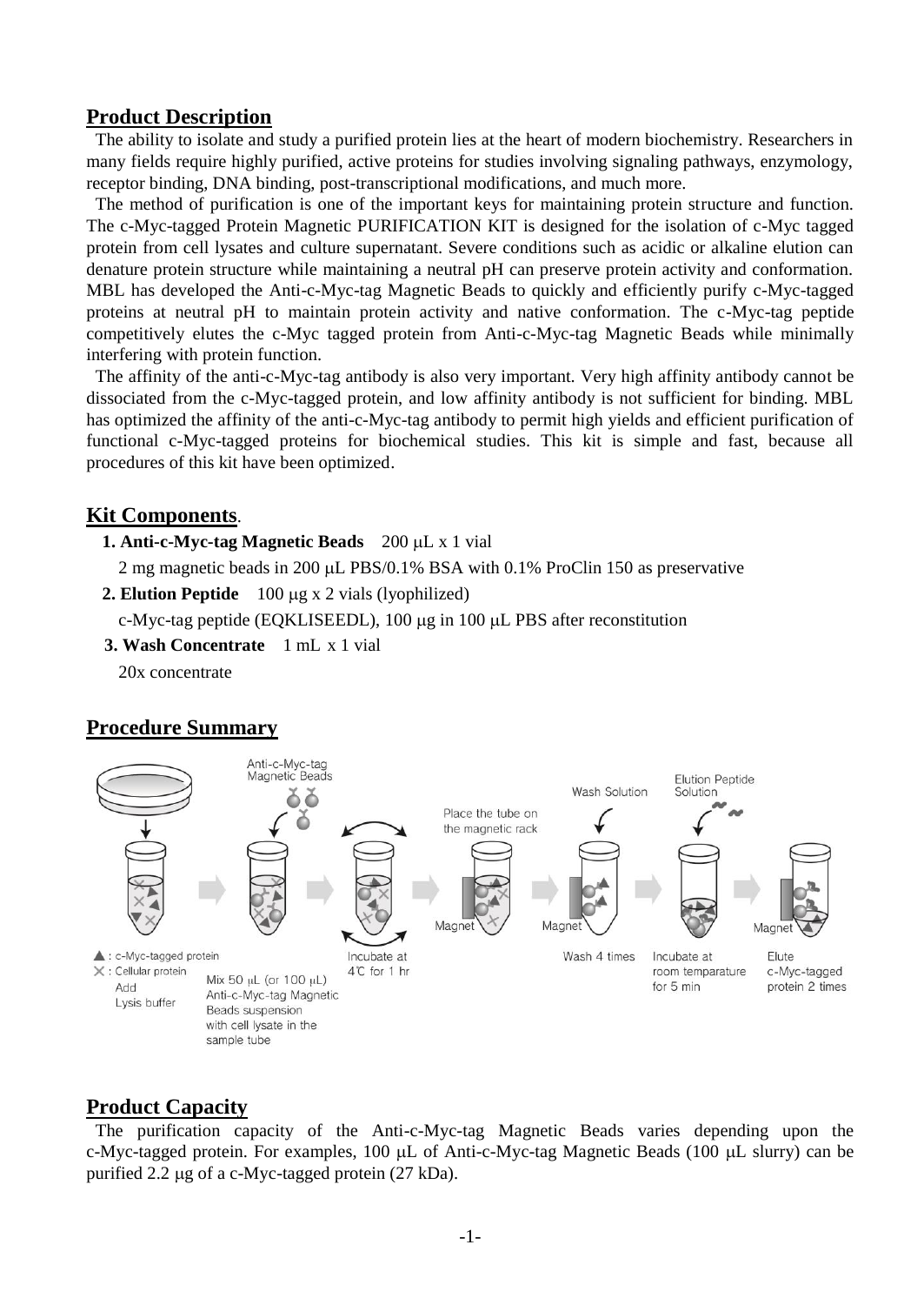## Product Description

The ability to isolate and study a purified protein lies at the heart of modern biochemistry. Researchers in many fields require highly purified, active proteins for studies involving signaling pathways, enzymology, receptor binding, DNA binding, post-transcriptional modifications, and much more.

The method of purification is one of the important keys for maintaining protein structure and function. The c-Myc-tagged Protein Magnetic PURIFICATION KIT is designed for the isolation of c-Myc tagged protein from cell lysates and culture supernatant. Severe conditions such as acidic or alkaline elution can denature protein structure while maintaining a neutral pH can preserve protein activity and conformation. MBL has developed the Anti-c-Myc-tag Magnetic Beads to quickly and efficiently purify c-Myc-tagged proteins at neutral pH to maintain protein activity and native conformation. The c-Myc-tag peptide competitively elutes the c-Myc tagged protein from Anti-c-Myc-tag Magnetic Beads while minimally interfering with protein function.

The affinity of the anti-c-Myc-tag antibody is also very important. Very high affinity antibody cannot be dissociated from the c-Myc-tagged protein, and low affinity antibody is not sufficient for binding. MBL has optimized the affinity of the anti-c-Myc-tag antibody to permit high yields and efficient purification of functional c-Myc-tagged proteins for biochemical studies. This kit is simple and fast, because all procedures of this kit have been optimized.

## Kit Components.

**1. Anti-c-Myc-tag Magnetic Beads** 200 μL x 1 vial

2 mg magnetic beads in 200 μL PBS/0.1% BSA with 0.1% ProClin 150 as preservative

**2. Elution Peptide** 100 μg x 2 vials (lyophilized)

c-Myc-tag peptide (EQKLISEEDL), 100 μg in 100 μL PBS after reconstitution

**3. Wash Concentrate** 1 mL x 1 vial

20x concentrate

## Procedure Summary

Anti-c-Myc-tag Magnetic Beads

Place the tube on the magnetic rack

Wash Solution

Elution Peptide Solution

Magnet

▲ : c-Myc-tagged protein

✕ : Cellular protein

Add Lysis buffer

Mix 50 μL (or 100 μL) Anti-c-Myc-tag Magnetic Beads suspension with cell lysate in the sample tube

Incubate at 4℃ for 1 hr

Wash 4 times

Incubate at room temparature for 5 min

Elute c-Myc-tagged protein 2 times

## Product Capacity

The purification capacity of the Anti-c-Myc-tag Magnetic Beads varies depending upon the c-Myc-tagged protein. For examples, 100 μL of Anti-c-Myc-tag Magnetic Beads (100 μL slurry) can be purified 2.2 μg of a c-Myc-tagged protein (27 kDa).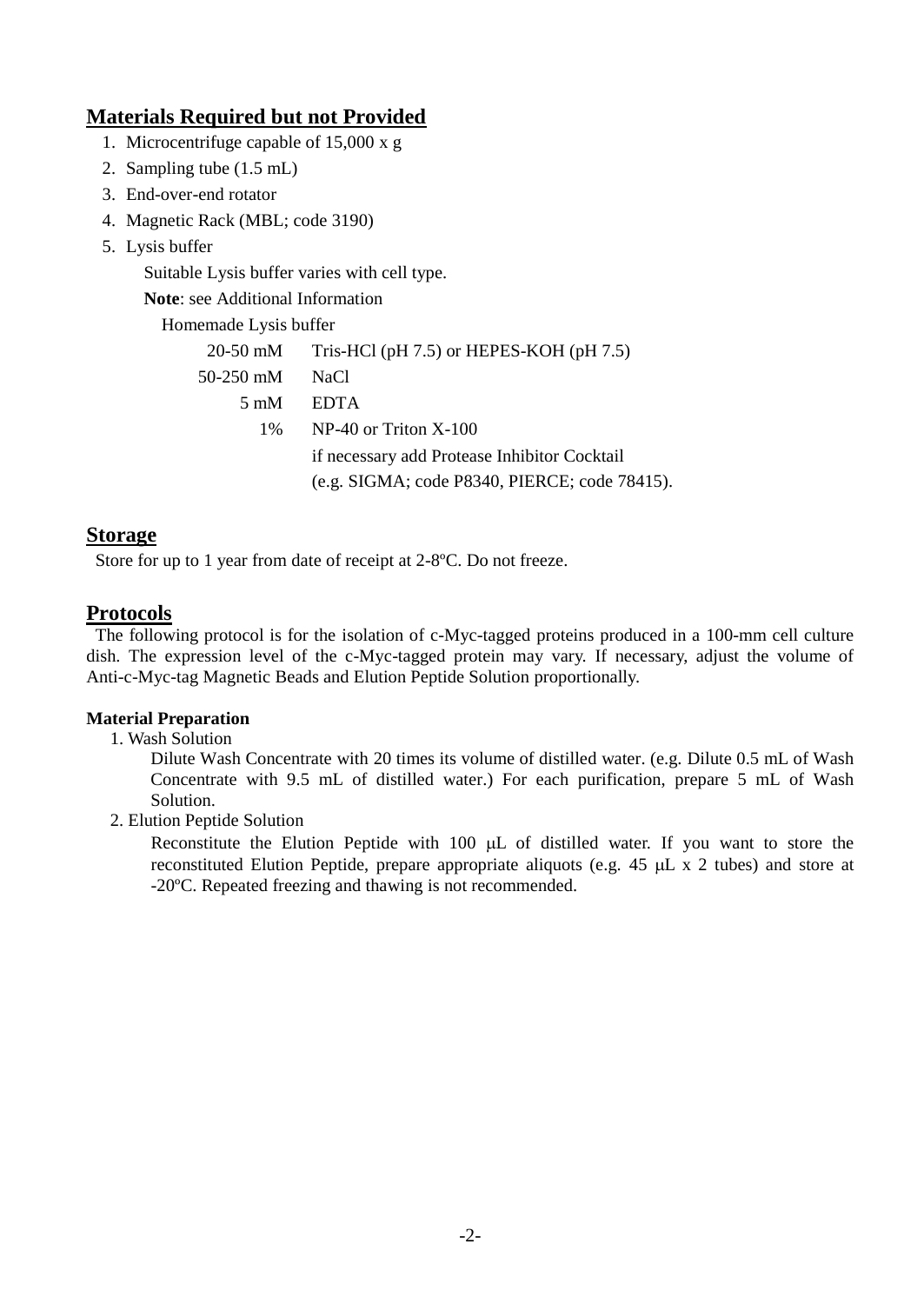## Materials Required but not Provided

1. Microcentrifuge capable of 15,000 x g
2. Sampling tube (1.5 mL)
3. End-over-end rotator
4. Magnetic Rack (MBL; code 3190)
5. Lysis buffer

   Suitable Lysis buffer varies with cell type.

   **Note**: see Additional Information

   Homemade Lysis buffer

   | | |
   |---|---|
   | 20-50 mM | Tris-HCl (pH 7.5) or HEPES-KOH (pH 7.5) |
   | 50-250 mM | NaCl |
   | 5 mM | EDTA |
   | 1% | NP-40 or Triton X-100 |
   | | if necessary add Protease Inhibitor Cocktail (e.g. SIGMA; code P8340, PIERCE; code 78415). |

## Storage

Store for up to 1 year from date of receipt at 2-8ºC. Do not freeze.

## Protocols

The following protocol is for the isolation of c-Myc-tagged proteins produced in a 100-mm cell culture dish. The expression level of the c-Myc-tagged protein may vary. If necessary, adjust the volume of Anti-c-Myc-tag Magnetic Beads and Elution Peptide Solution proportionally.

### Material Preparation

1. Wash Solution

   Dilute Wash Concentrate with 20 times its volume of distilled water. (e.g. Dilute 0.5 mL of Wash Concentrate with 9.5 mL of distilled water.) For each purification, prepare 5 mL of Wash Solution.

2. Elution Peptide Solution

   Reconstitute the Elution Peptide with 100 μL of distilled water. If you want to store the reconstituted Elution Peptide, prepare appropriate aliquots (e.g. 45 μL x 2 tubes) and store at -20ºC. Repeated freezing and thawing is not recommended.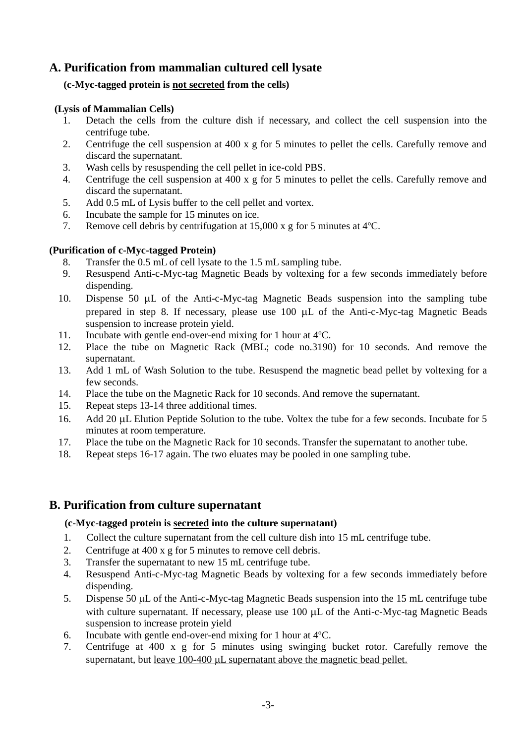## A. Purification from mammalian cultured cell lysate

**(c-Myc-tagged protein is <u>not secreted</u> from the cells)**

**(Lysis of Mammalian Cells)**

1. Detach the cells from the culture dish if necessary, and collect the cell suspension into the centrifuge tube.
2. Centrifuge the cell suspension at 400 x g for 5 minutes to pellet the cells. Carefully remove and discard the supernatant.
3. Wash cells by resuspending the cell pellet in ice-cold PBS.
4. Centrifuge the cell suspension at 400 x g for 5 minutes to pellet the cells. Carefully remove and discard the supernatant.
5. Add 0.5 mL of Lysis buffer to the cell pellet and vortex.
6. Incubate the sample for 15 minutes on ice.
7. Remove cell debris by centrifugation at 15,000 x g for 5 minutes at 4ºC.

**(Purification of c-Myc-tagged Protein)**

8. Transfer the 0.5 mL of cell lysate to the 1.5 mL sampling tube.
9. Resuspend Anti-c-Myc-tag Magnetic Beads by voltexing for a few seconds immediately before dispending.
10. Dispense 50 μL of the Anti-c-Myc-tag Magnetic Beads suspension into the sampling tube prepared in step 8. If necessary, please use 100 μL of the Anti-c-Myc-tag Magnetic Beads suspension to increase protein yield.
11. Incubate with gentle end-over-end mixing for 1 hour at 4ºC.
12. Place the tube on Magnetic Rack (MBL; code no.3190) for 10 seconds. And remove the supernatant.
13. Add 1 mL of Wash Solution to the tube. Resuspend the magnetic bead pellet by voltexing for a few seconds.
14. Place the tube on the Magnetic Rack for 10 seconds. And remove the supernatant.
15. Repeat steps 13-14 three additional times.
16. Add 20 μL Elution Peptide Solution to the tube. Voltex the tube for a few seconds. Incubate for 5 minutes at room temperature.
17. Place the tube on the Magnetic Rack for 10 seconds. Transfer the supernatant to another tube.
18. Repeat steps 16-17 again. The two eluates may be pooled in one sampling tube.

## B. Purification from culture supernatant

**(c-Myc-tagged protein is <u>secreted</u> into the culture supernatant)**

1. Collect the culture supernatant from the cell culture dish into 15 mL centrifuge tube.
2. Centrifuge at 400 x g for 5 minutes to remove cell debris.
3. Transfer the supernatant to new 15 mL centrifuge tube.
4. Resuspend Anti-c-Myc-tag Magnetic Beads by voltexing for a few seconds immediately before dispending.
5. Dispense 50 μL of the Anti-c-Myc-tag Magnetic Beads suspension into the 15 mL centrifuge tube with culture supernatant. If necessary, please use 100 μL of the Anti-c-Myc-tag Magnetic Beads suspension to increase protein yield
6. Incubate with gentle end-over-end mixing for 1 hour at 4ºC.
7. Centrifuge at 400 x g for 5 minutes using swinging bucket rotor. Carefully remove the supernatant, but <u>leave 100-400 μL supernatant above the magnetic bead pellet.</u>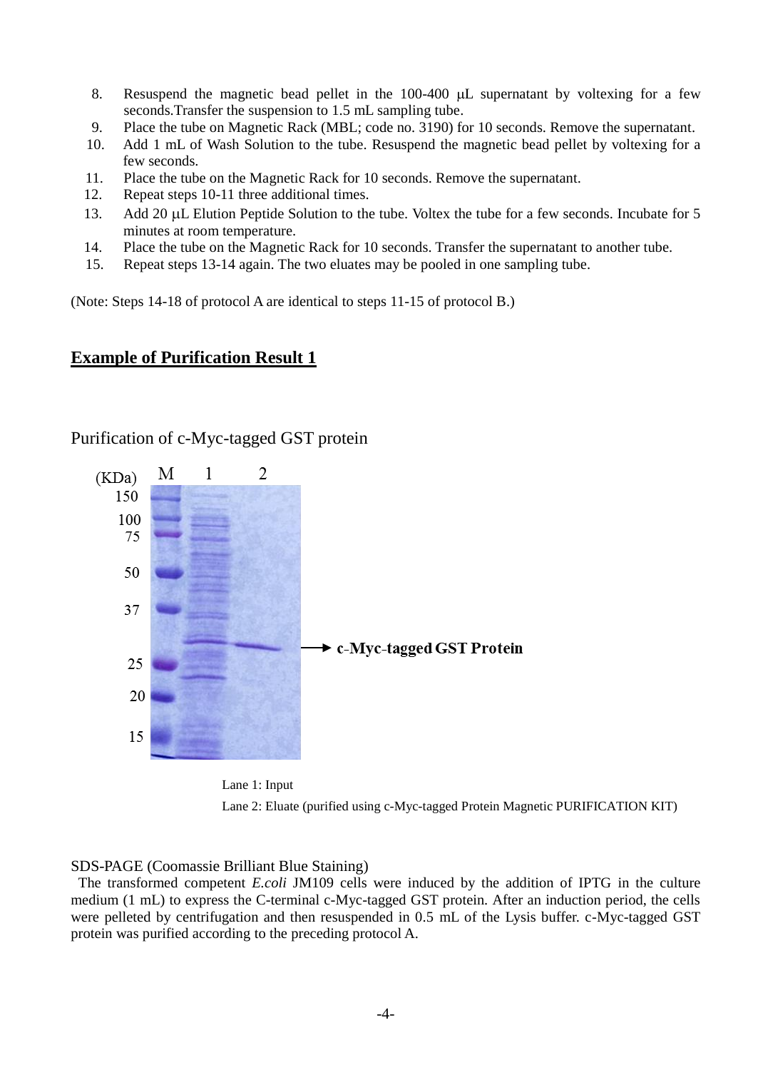8. Resuspend the magnetic bead pellet in the 100-400 μL supernatant by voltexing for a few seconds.Transfer the suspension to 1.5 mL sampling tube.
9. Place the tube on Magnetic Rack (MBL; code no. 3190) for 10 seconds. Remove the supernatant.
10. Add 1 mL of Wash Solution to the tube. Resuspend the magnetic bead pellet by voltexing for a few seconds.
11. Place the tube on the Magnetic Rack for 10 seconds. Remove the supernatant.
12. Repeat steps 10-11 three additional times.
13. Add 20 μL Elution Peptide Solution to the tube. Voltex the tube for a few seconds. Incubate for 5 minutes at room temperature.
14. Place the tube on the Magnetic Rack for 10 seconds. Transfer the supernatant to another tube.
15. Repeat steps 13-14 again. The two eluates may be pooled in one sampling tube.

(Note: Steps 14-18 of protocol A are identical to steps 11-15 of protocol B.)

## Example of Purification Result 1

Purification of c-Myc-tagged GST protein

(KDa) M 1 2

150, 100, 75, 50, 37, 25, 20, 15

→ **c-Myc-tagged GST Protein**

Lane 1: Input

Lane 2: Eluate (purified using c-Myc-tagged Protein Magnetic PURIFICATION KIT)

SDS-PAGE (Coomassie Brilliant Blue Staining)

The transformed competent *E.coli* JM109 cells were induced by the addition of IPTG in the culture medium (1 mL) to express the C-terminal c-Myc-tagged GST protein. After an induction period, the cells were pelleted by centrifugation and then resuspended in 0.5 mL of the Lysis buffer. c-Myc-tagged GST protein was purified according to the preceding protocol A.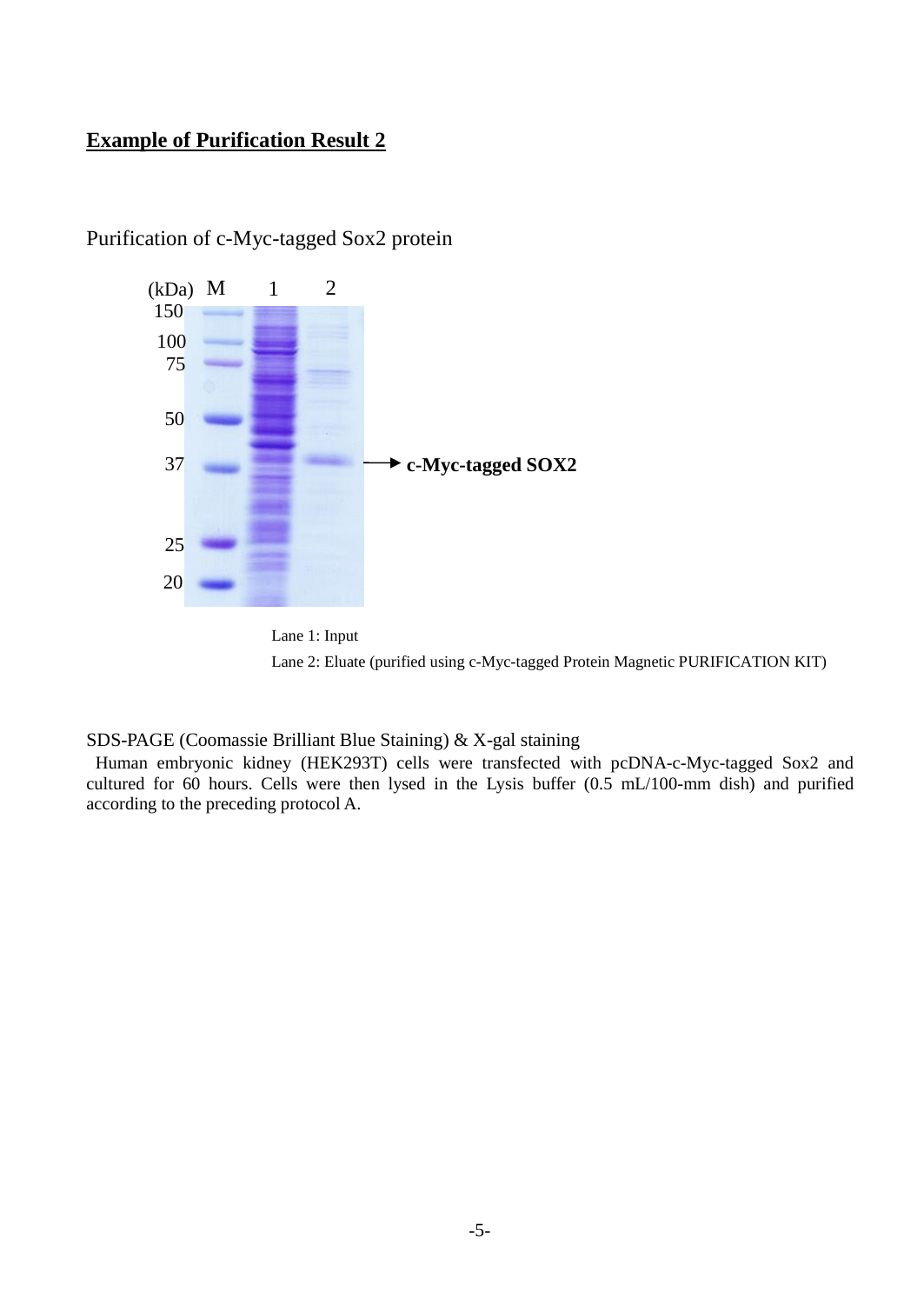## Example of Purification Result 2

Purification of c-Myc-tagged Sox2 protein

(kDa) M 1 2

150
100
75
50
37
25
20

→ **c-Myc-tagged SOX2**

Lane 1: Input

Lane 2: Eluate (purified using c-Myc-tagged Protein Magnetic PURIFICATION KIT)

SDS-PAGE (Coomassie Brilliant Blue Staining) & X-gal staining

Human embryonic kidney (HEK293T) cells were transfected with pcDNA-c-Myc-tagged Sox2 and cultured for 60 hours. Cells were then lysed in the Lysis buffer (0.5 mL/100-mm dish) and purified according to the preceding protocol A.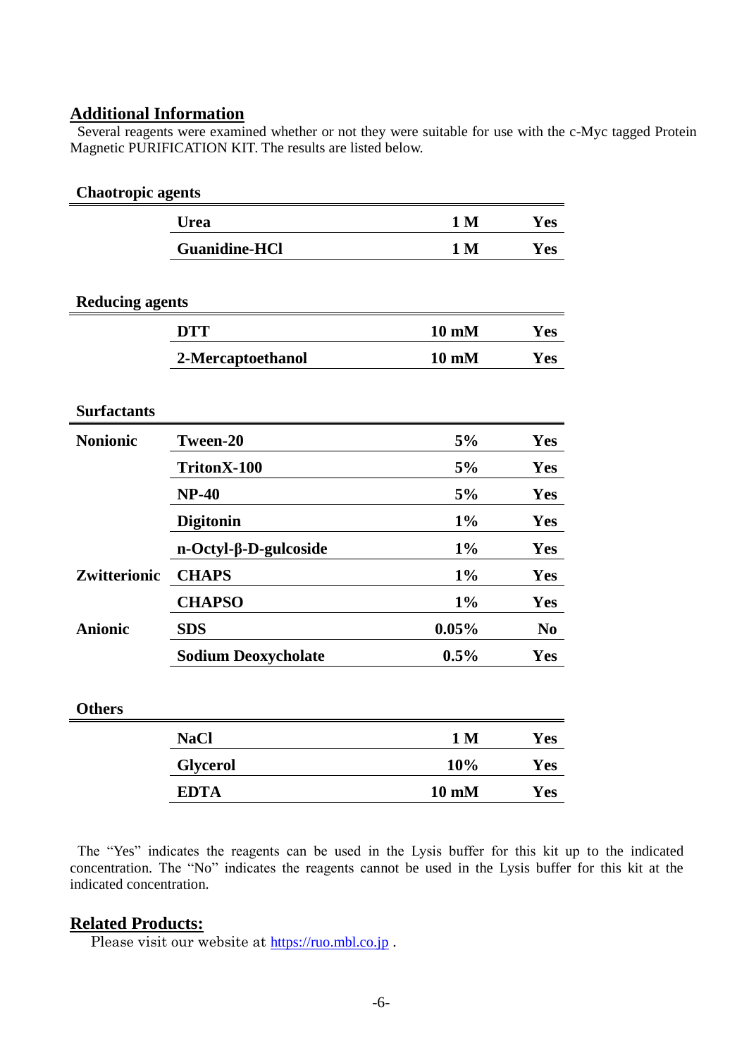## Additional Information

Several reagents were examined whether or not they were suitable for use with the c-Myc tagged Protein Magnetic PURIFICATION KIT. The results are listed below.

**Chaotropic agents**

| | | | |
|---|---|---|---|
| | **Urea** | **1 M** | **Yes** |
| | **Guanidine-HCl** | **1 M** | **Yes** |

**Reducing agents**

| | | | |
|---|---|---|---|
| | **DTT** | **10 mM** | **Yes** |
| | **2-Mercaptoethanol** | **10 mM** | **Yes** |

**Surfactants**

| | | | |
|---|---|---|---|
| **Nonionic** | **Tween-20** | **5%** | **Yes** |
| | **TritonX-100** | **5%** | **Yes** |
| | **NP-40** | **5%** | **Yes** |
| | **Digitonin** | **1%** | **Yes** |
| | **n-Octyl-β-D-gulcoside** | **1%** | **Yes** |
| **Zwitterionic** | **CHAPS** | **1%** | **Yes** |
| | **CHAPSO** | **1%** | **Yes** |
| **Anionic** | **SDS** | **0.05%** | **No** |
| | **Sodium Deoxycholate** | **0.5%** | **Yes** |

**Others**

| | | | |
|---|---|---|---|
| | **NaCl** | **1 M** | **Yes** |
| | **Glycerol** | **10%** | **Yes** |
| | **EDTA** | **10 mM** | **Yes** |

The "Yes" indicates the reagents can be used in the Lysis buffer for this kit up to the indicated concentration. The "No" indicates the reagents cannot be used in the Lysis buffer for this kit at the indicated concentration.

## Related Products:

Please visit our website at https://ruo.mbl.co.jp .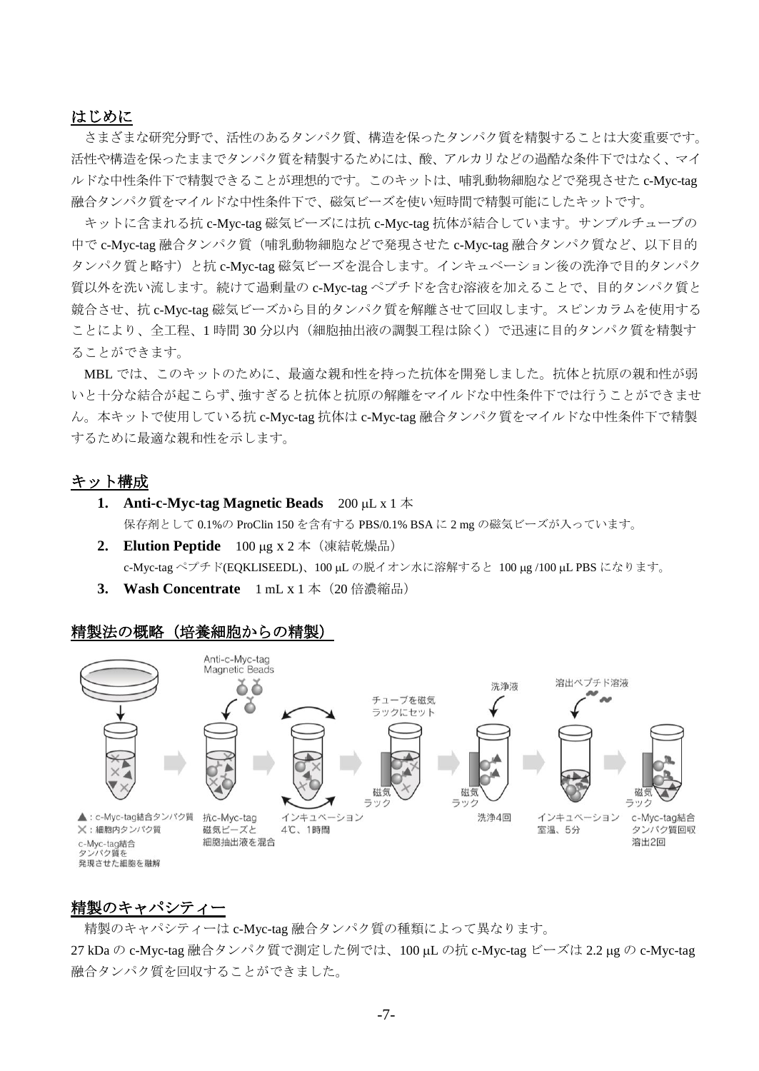## はじめに

さまざまな研究分野で、活性のあるタンパク質、構造を保ったタンパク質を精製することは大変重要です。活性や構造を保ったままでタンパク質を精製するためには、酸、アルカリなどの過酷な条件下ではなく、マイルドな中性条件下で精製できることが理想的です。このキットは、哺乳動物細胞などで発現させた c-Myc-tag 融合タンパク質をマイルドな中性条件下で、磁気ビーズを使い短時間で精製可能にしたキットです。

キットに含まれる抗 c-Myc-tag 磁気ビーズには抗 c-Myc-tag 抗体が結合しています。サンプルチューブの中で c-Myc-tag 融合タンパク質（哺乳動物細胞などで発現させた c-Myc-tag 融合タンパク質など、以下目的タンパク質と略す）と抗 c-Myc-tag 磁気ビーズを混合します。インキュベーション後の洗浄で目的タンパク質以外を洗い流します。続けて過剰量の c-Myc-tag ペプチドを含む溶液を加えることで、目的タンパク質と競合させ、抗 c-Myc-tag 磁気ビーズから目的タンパク質を解離させて回収します。スピンカラムを使用することにより、全工程、1 時間 30 分以内（細胞抽出液の調製工程は除く）で迅速に目的タンパク質を精製することができます。

MBL では、このキットのために、最適な親和性を持った抗体を開発しました。抗体と抗原の親和性が弱いと十分な結合が起こらず、強すぎると抗体と抗原の解離をマイルドな中性条件下では行うことができません。本キットで使用している抗 c-Myc-tag 抗体は c-Myc-tag 融合タンパク質をマイルドな中性条件下で精製するために最適な親和性を示します。

## キット構成

1. **Anti-c-Myc-tag Magnetic Beads**　200 μL x 1 本
   保存剤として 0.1%の ProClin 150 を含有する PBS/0.1% BSA に 2 mg の磁気ビーズが入っています。
2. **Elution Peptide**　100 μg x 2 本（凍結乾燥品）
   c-Myc-tag ペプチド(EQKLISEEDL)、100 μL の脱イオン水に溶解すると 100 μg /100 μL PBS になります。
3. **Wash Concentrate**　1 mL x 1 本（20 倍濃縮品）

## 精製法の概略（培養細胞からの精製）

Anti-c-Myc-tag Magnetic Beads

チューブを磁気ラックにセット

洗浄液

溶出ペプチド溶液

磁気ラック

▲：c-Myc-tag結合タンパク質
×：細胞内タンパク質
c-Myc-tag結合タンパク質を発現させた細胞を融解

抗c-Myc-tag磁気ビーズと細胞抽出液を混合

インキュベーション 4℃、1時間

洗浄4回

インキュベーション 室温、5分

c-Myc-tag結合タンパク質回収 溶出2回

## 精製のキャパシティー

精製のキャパシティーは c-Myc-tag 融合タンパク質の種類によって異なります。
27 kDa の c-Myc-tag 融合タンパク質で測定した例では、100 μL の抗 c-Myc-tag ビーズは 2.2 μg の c-Myc-tag 融合タンパク質を回収することができました。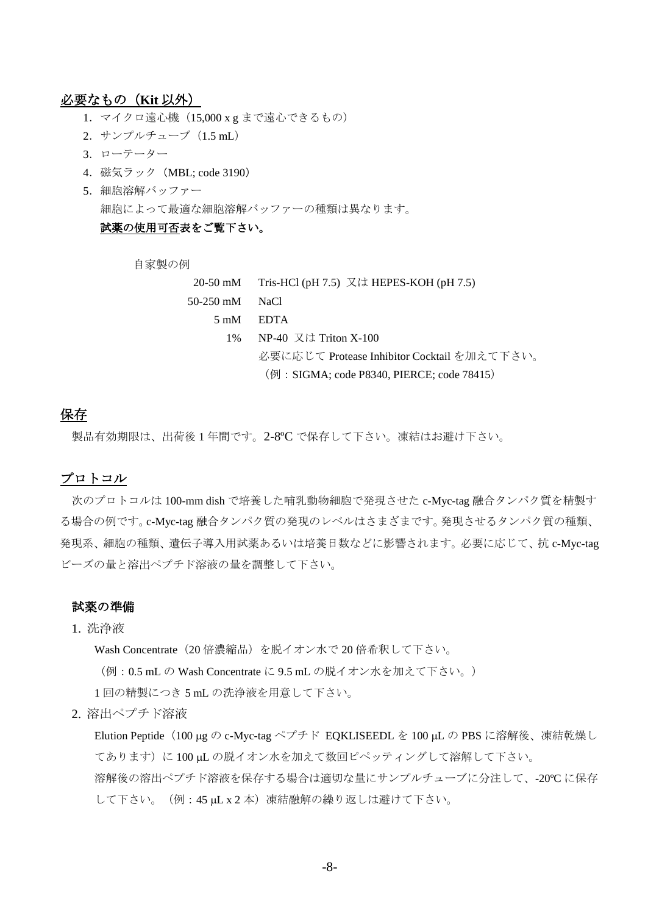## 必要なもの（Kit 以外）

1. マイクロ遠心機（15,000 x g まで遠心できるもの）
2. サンプルチューブ（1.5 mL）
3. ローテーター
4. 磁気ラック（MBL; code 3190）
5. 細胞溶解バッファー

   細胞によって最適な細胞溶解バッファーの種類は異なります。

   **試薬の使用可否表をご覧下さい。**

   自家製の例

   | | |
   |---|---|
   | 20-50 mM | Tris-HCl (pH 7.5) 又は HEPES-KOH (pH 7.5) |
   | 50-250 mM | NaCl |
   | 5 mM | EDTA |
   | 1% | NP-40 又は Triton X-100 |
   | | 必要に応じて Protease Inhibitor Cocktail を加えて下さい。 |
   | | （例：SIGMA; code P8340, PIERCE; code 78415） |

## 保存

製品有効期限は、出荷後 1 年間です。2-8ºC で保存して下さい。凍結はお避け下さい。

## プロトコル

次のプロトコルは 100-mm dish で培養した哺乳動物細胞で発現させた c-Myc-tag 融合タンパク質を精製する場合の例です。c-Myc-tag 融合タンパク質の発現のレベルはさまざまです。発現させるタンパク質の種類、発現系、細胞の種類、遺伝子導入用試薬あるいは培養日数などに影響されます。必要に応じて、抗 c-Myc-tag ビーズの量と溶出ペプチド溶液の量を調整して下さい。

### 試薬の準備

1. 洗浄液

   Wash Concentrate（20 倍濃縮品）を脱イオン水で 20 倍希釈して下さい。

   （例：0.5 mL の Wash Concentrate に 9.5 mL の脱イオン水を加えて下さい。）

   1 回の精製につき 5 mL の洗浄液を用意して下さい。

2. 溶出ペプチド溶液

   Elution Peptide（100 μg の c-Myc-tag ペプチド EQKLISEEDL を 100 μL の PBS に溶解後、凍結乾燥してあります）に 100 μL の脱イオン水を加えて数回ピペッティングして溶解して下さい。

   溶解後の溶出ペプチド溶液を保存する場合は適切な量にサンプルチューブに分注して、-20ºC に保存して下さい。（例：45 μL x 2 本）凍結融解の繰り返しは避けて下さい。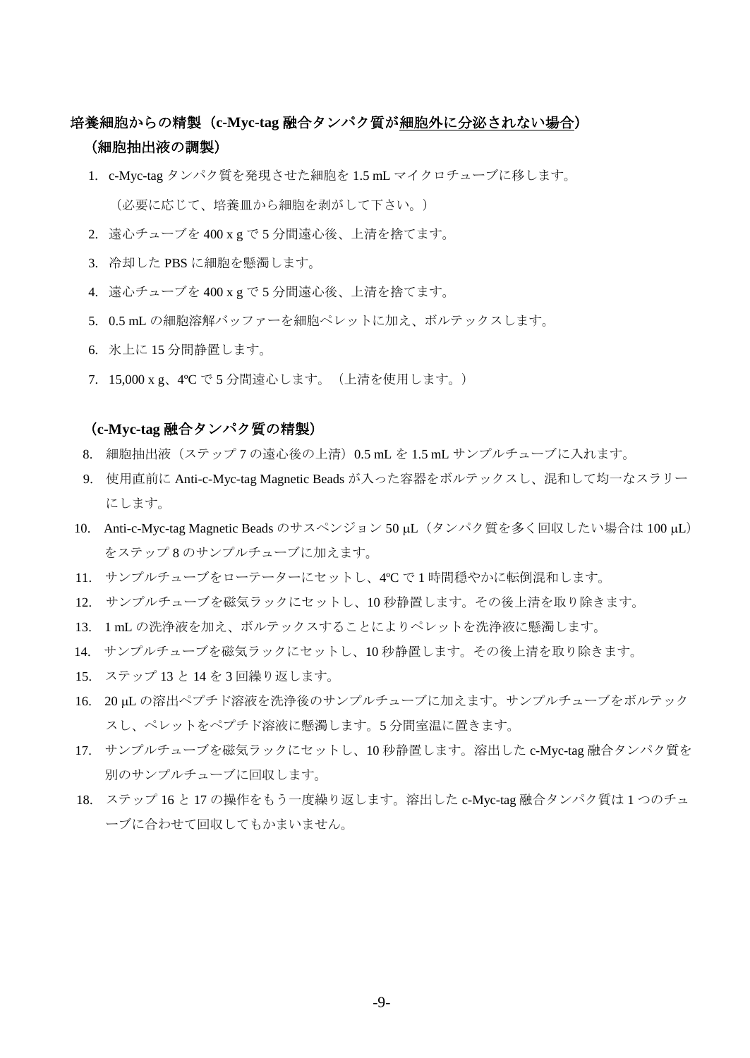## 培養細胞からの精製（c-Myc-tag 融合タンパク質が細胞外に分泌されない場合）

### （細胞抽出液の調製）

1. c-Myc-tag タンパク質を発現させた細胞を 1.5 mL マイクロチューブに移します。

   （必要に応じて、培養皿から細胞を剥がして下さい。）

2. 遠心チューブを 400 x g で 5 分間遠心後、上清を捨てます。
3. 冷却した PBS に細胞を懸濁します。
4. 遠心チューブを 400 x g で 5 分間遠心後、上清を捨てます。
5. 0.5 mL の細胞溶解バッファーを細胞ペレットに加え、ボルテックスします。
6. 氷上に 15 分間静置します。
7. 15,000 x g、4ºC で 5 分間遠心します。（上清を使用します。）

### （c-Myc-tag 融合タンパク質の精製）

8. 細胞抽出液（ステップ 7 の遠心後の上清）0.5 mL を 1.5 mL サンプルチューブに入れます。
9. 使用直前に Anti-c-Myc-tag Magnetic Beads が入った容器をボルテックスし、混和して均一なスラリーにします。
10. Anti-c-Myc-tag Magnetic Beads のサスペンジョン 50 µL（タンパク質を多く回収したい場合は 100 µL）をステップ 8 のサンプルチューブに加えます。
11. サンプルチューブをローテーターにセットし、4ºC で 1 時間穏やかに転倒混和します。
12. サンプルチューブを磁気ラックにセットし、10 秒静置します。その後上清を取り除きます。
13. 1 mL の洗浄液を加え、ボルテックスすることによりペレットを洗浄液に懸濁します。
14. サンプルチューブを磁気ラックにセットし、10 秒静置します。その後上清を取り除きます。
15. ステップ 13 と 14 を 3 回繰り返します。
16. 20 µL の溶出ペプチド溶液を洗浄後のサンプルチューブに加えます。サンプルチューブをボルテックスし、ペレットをペプチド溶液に懸濁します。5 分間室温に置きます。
17. サンプルチューブを磁気ラックにセットし、10 秒静置します。溶出した c-Myc-tag 融合タンパク質を別のサンプルチューブに回収します。
18. ステップ 16 と 17 の操作をもう一度繰り返します。溶出した c-Myc-tag 融合タンパク質は 1 つのチューブに合わせて回収してもかまいません。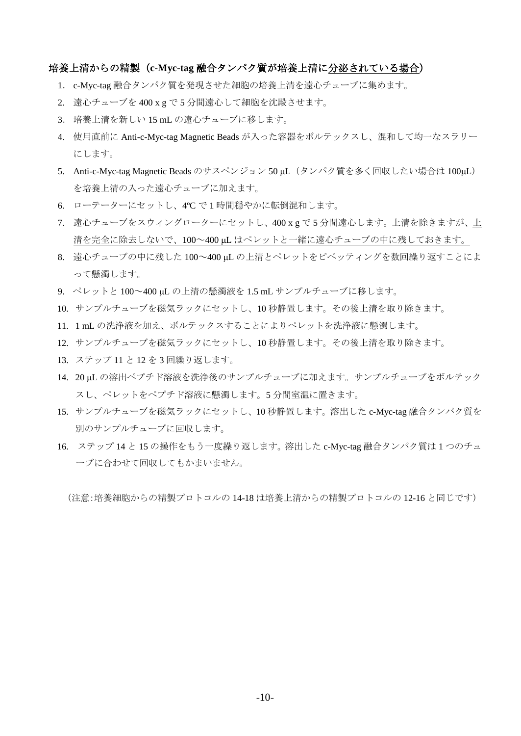**培養上清からの精製（c-Myc-tag 融合タンパク質が培養上清に分泌されている場合）**

1. c-Myc-tag 融合タンパク質を発現させた細胞の培養上清を遠心チューブに集めます。
2. 遠心チューブを 400 x g で 5 分間遠心して細胞を沈殿させせます。
3. 培養上清を新しい 15 mL の遠心チューブに移します。
4. 使用直前に Anti-c-Myc-tag Magnetic Beads が入った容器をボルテックスし、混和して均一なスラリーにします。
5. Anti-c-Myc-tag Magnetic Beads のサスペンジョン 50 μL（タンパク質を多く回収したい場合は 100μL）を培養上清の入った遠心チューブに加えます。
6. ローテーターにセットし、4ºC で 1 時間穏やかに転倒混和します。
7. 遠心チューブをスウィングローターにセットし、400 x g で 5 分間遠心します。上清を除きますが、上清を完全に除去しないで、100〜400 μL はペレットと一緒に遠心チューブの中に残しておきます。
8. 遠心チューブの中に残した 100〜400 μL の上清とペレットをピペッティングを数回繰り返すことによって懸濁します。
9. ペレットと 100〜400 μL の上清の懸濁液を 1.5 mL サンプルチューブに移します。
10. サンプルチューブを磁気ラックにセットし、10 秒静置します。その後上清を取り除きます。
11. 1 mL の洗浄液を加え、ボルテックスすることによりペレットを洗浄液に懸濁します。
12. サンプルチューブを磁気ラックにセットし、10 秒静置します。その後上清を取り除きます。
13. ステップ 11 と 12 を 3 回繰り返します。
14. 20 μL の溶出ペプチド溶液を洗浄後のサンプルチューブに加えます。サンプルチューブをボルテックスし、ペレットをペプチド溶液に懸濁します。5 分間室温に置きます。
15. サンプルチューブを磁気ラックにセットし、10 秒静置します。溶出した c-Myc-tag 融合タンパク質を別のサンプルチューブに回収します。
16. ステップ 14 と 15 の操作をもう一度繰り返します。溶出した c-Myc-tag 融合タンパク質は 1 つのチューブに合わせて回収してもかまいません。

（注意:培養細胞からの精製プロトコルの 14-18 は培養上清からの精製プロトコルの 12-16 と同じです）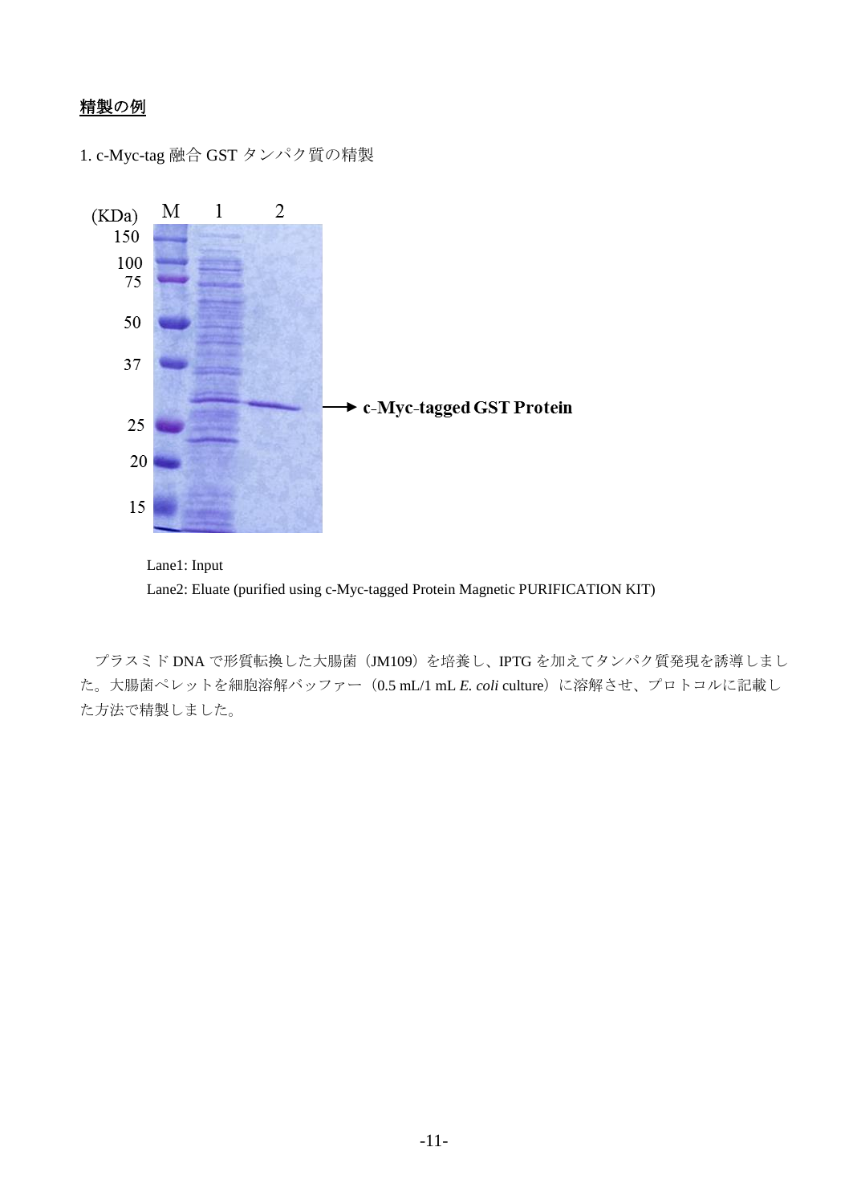## 精製の例

1. c-Myc-tag 融合 GST タンパク質の精製

Lane1: Input

Lane2: Eluate (purified using c-Myc-tagged Protein Magnetic PURIFICATION KIT)

プラスミド DNA で形質転換した大腸菌（JM109）を培養し、IPTG を加えてタンパク質発現を誘導しました。大腸菌ペレットを細胞溶解バッファー（0.5 mL/1 mL *E. coli* culture）に溶解させ、プロトコルに記載した方法で精製しました。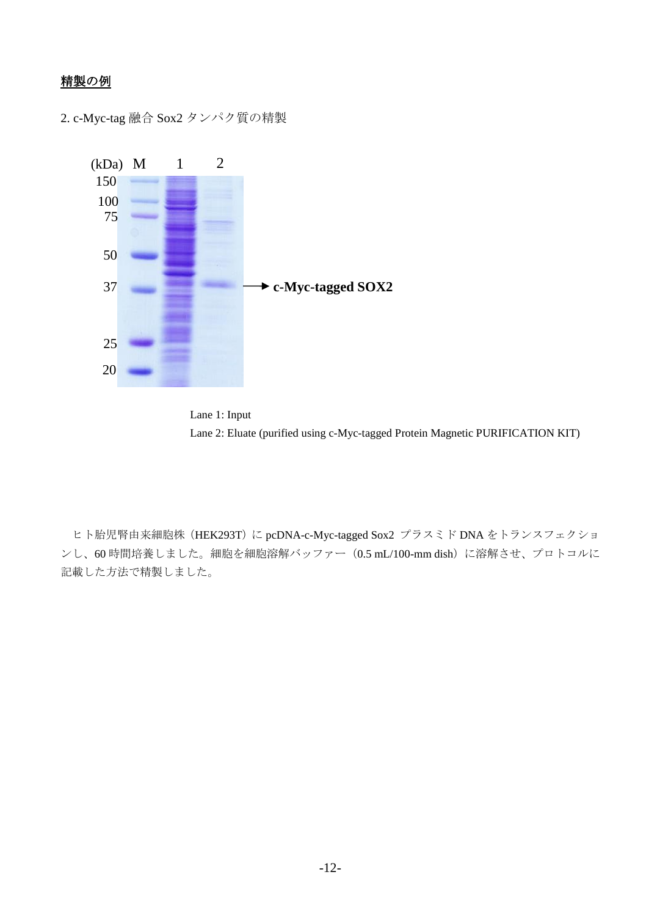## 精製の例

2. c-Myc-tag 融合 Sox2 タンパク質の精製

(kDa) M 1 2

150
100
75
50
37 → **c-Myc-tagged SOX2**
25
20

Lane 1: Input

Lane 2: Eluate (purified using c-Myc-tagged Protein Magnetic PURIFICATION KIT)

ヒト胎児腎由来細胞株（HEK293T）に pcDNA-c-Myc-tagged Sox2 プラスミド DNA をトランスフェクションし、60 時間培養しました。細胞を細胞溶解バッファー（0.5 mL/100-mm dish）に溶解させ、プロトコルに記載した方法で精製しました。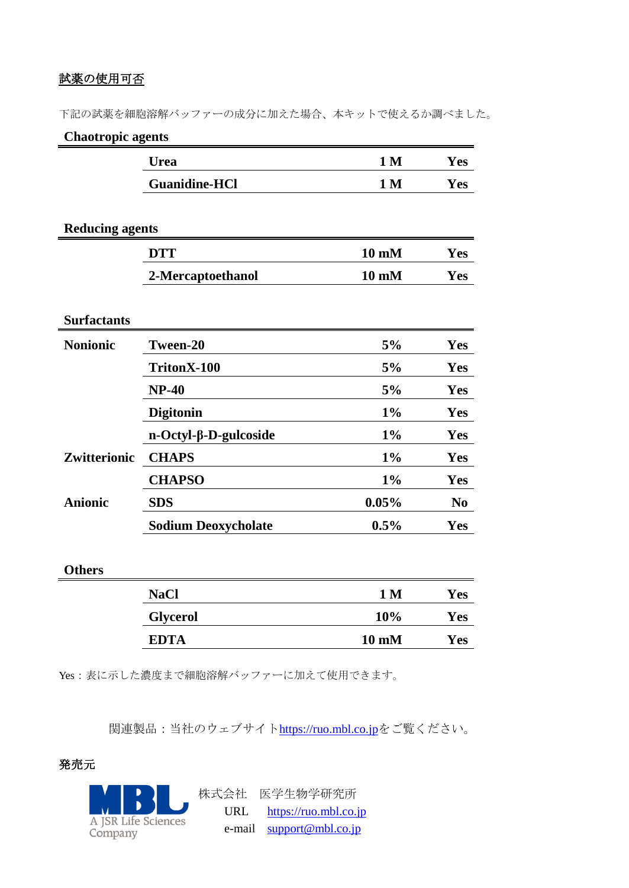## 試薬の使用可否

下記の試薬を細胞溶解バッファーの成分に加えた場合、本キットで使えるか調べました。

**Chaotropic agents**

| | | | |
|---|---|---|---|
| | **Urea** | **1 M** | **Yes** |
| | **Guanidine-HCl** | **1 M** | **Yes** |

**Reducing agents**

| | | | |
|---|---|---|---|
| | **DTT** | **10 mM** | **Yes** |
| | **2-Mercaptoethanol** | **10 mM** | **Yes** |

**Surfactants**

| | | | |
|---|---|---|---|
| **Nonionic** | **Tween-20** | **5%** | **Yes** |
| | **TritonX-100** | **5%** | **Yes** |
| | **NP-40** | **5%** | **Yes** |
| | **Digitonin** | **1%** | **Yes** |
| | **n-Octyl-β-D-gulcoside** | **1%** | **Yes** |
| **Zwitterionic** | **CHAPS** | **1%** | **Yes** |
| | **CHAPSO** | **1%** | **Yes** |
| **Anionic** | **SDS** | **0.05%** | **No** |
| | **Sodium Deoxycholate** | **0.5%** | **Yes** |

**Others**

| | | | |
|---|---|---|---|
| | **NaCl** | **1 M** | **Yes** |
| | **Glycerol** | **10%** | **Yes** |
| | **EDTA** | **10 mM** | **Yes** |

Yes：表に示した濃度まで細胞溶解バッファーに加えて使用できます。

関連製品：当社のウェブサイトhttps://ruo.mbl.co.jpをご覧ください。

**発売元**

MBL
A JSR Life Sciences Company

株式会社　医学生物学研究所
URL　https://ruo.mbl.co.jp
e-mail　support@mbl.co.jp